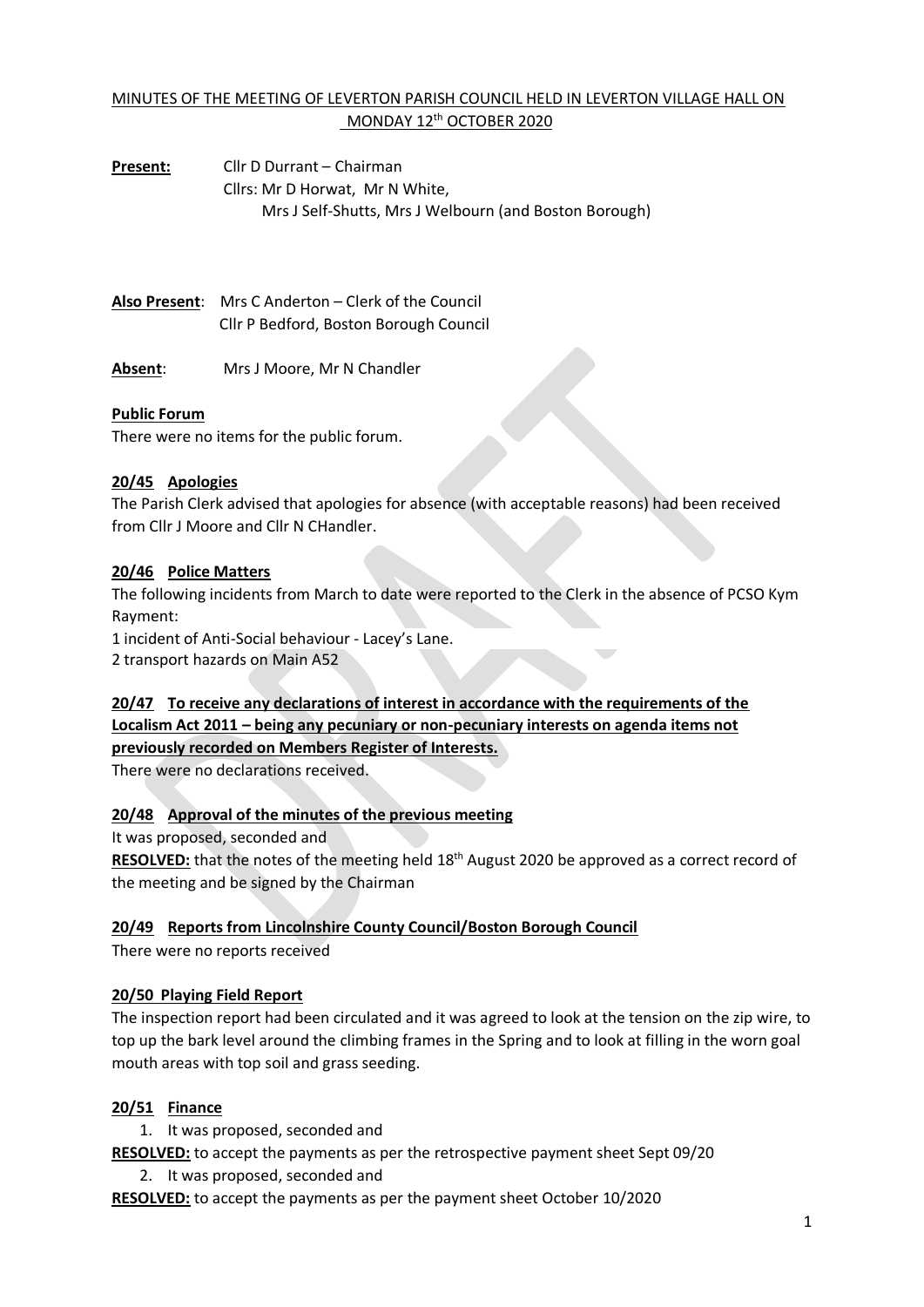# MINUTES OF THE MEETING OF LEVERTON PARISH COUNCIL HELD IN LEVERTON VILLAGE HALL ON MONDAY 12th OCTOBER 2020

**Present:** Cllr D Durrant – Chairman
Cllrs: Mr D Horwat, Mr N White,
Mrs J Self-Shutts, Mrs J Welbourn (and Boston Borough)

**Also Present**: Mrs C Anderton – Clerk of the Council
Cllr P Bedford, Boston Borough Council

**Absent**: Mrs J Moore, Mr N Chandler

## Public Forum

There were no items for the public forum.

## 20/45 Apologies

The Parish Clerk advised that apologies for absence (with acceptable reasons) had been received from Cllr J Moore and Cllr N CHandler.

## 20/46 Police Matters

The following incidents from March to date were reported to the Clerk in the absence of PCSO Kym Rayment:

1 incident of Anti-Social behaviour - Lacey's Lane.
2 transport hazards on Main A52

## 20/47 To receive any declarations of interest in accordance with the requirements of the Localism Act 2011 – being any pecuniary or non-pecuniary interests on agenda items not previously recorded on Members Register of Interests.

There were no declarations received.

## 20/48 Approval of the minutes of the previous meeting

It was proposed, seconded and

**RESOLVED:** that the notes of the meeting held 18th August 2020 be approved as a correct record of the meeting and be signed by the Chairman

## 20/49 Reports from Lincolnshire County Council/Boston Borough Council

There were no reports received

## 20/50 Playing Field Report

The inspection report had been circulated and it was agreed to look at the tension on the zip wire, to top up the bark level around the climbing frames in the Spring and to look at filling in the worn goal mouth areas with top soil and grass seeding.

## 20/51 Finance

1. It was proposed, seconded and

**RESOLVED:** to accept the payments as per the retrospective payment sheet Sept 09/20

2. It was proposed, seconded and

**RESOLVED:** to accept the payments as per the payment sheet October 10/2020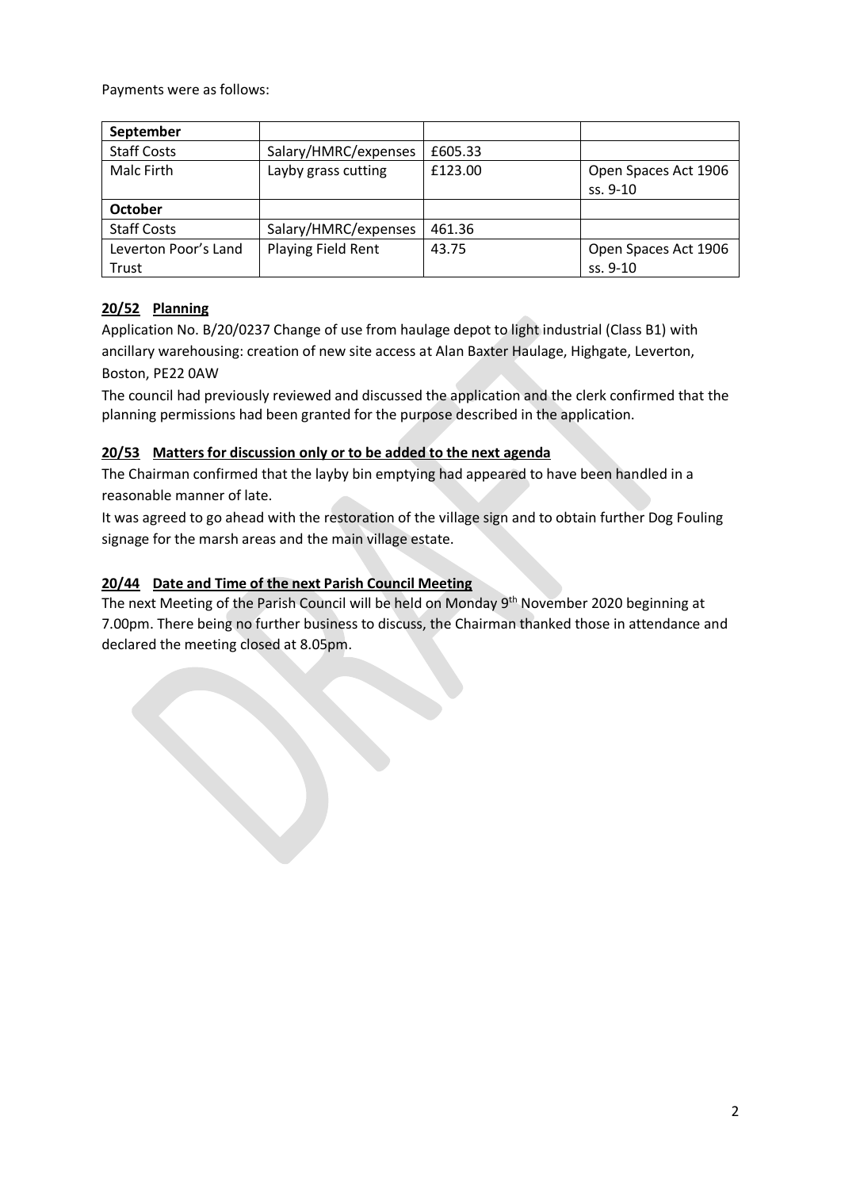Payments were as follows:

| | | | |
|---|---|---|---|
| **September** | | | |
| Staff Costs | Salary/HMRC/expenses | £605.33 | |
| Malc Firth | Layby grass cutting | £123.00 | Open Spaces Act 1906 ss. 9-10 |
| **October** | | | |
| Staff Costs | Salary/HMRC/expenses | 461.36 | |
| Leverton Poor's Land Trust | Playing Field Rent | 43.75 | Open Spaces Act 1906 ss. 9-10 |

**20/52 Planning**

Application No. B/20/0237 Change of use from haulage depot to light industrial (Class B1) with ancillary warehousing: creation of new site access at Alan Baxter Haulage, Highgate, Leverton, Boston, PE22 0AW

The council had previously reviewed and discussed the application and the clerk confirmed that the planning permissions had been granted for the purpose described in the application.

**20/53 Matters for discussion only or to be added to the next agenda**

The Chairman confirmed that the layby bin emptying had appeared to have been handled in a reasonable manner of late.

It was agreed to go ahead with the restoration of the village sign and to obtain further Dog Fouling signage for the marsh areas and the main village estate.

**20/44 Date and Time of the next Parish Council Meeting**

The next Meeting of the Parish Council will be held on Monday 9th November 2020 beginning at 7.00pm. There being no further business to discuss, the Chairman thanked those in attendance and declared the meeting closed at 8.05pm.